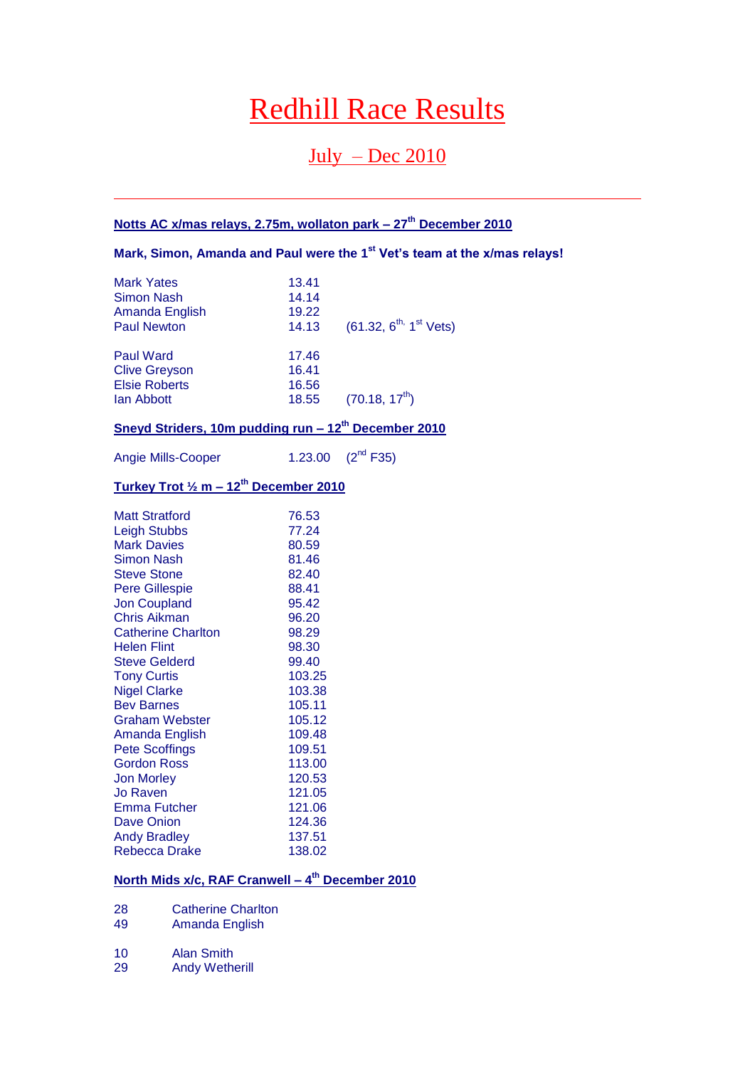# Redhill Race Results

## July – Dec 2010

---

**Notts AC x/mas relays, 2.75m, wollaton park – 27th December 2010**

**Mark, Simon, Amanda and Paul were the 1st Vet's team at the x/mas relays!**

| | | |
|---|---|---|
| Mark Yates | 13.41 | |
| Simon Nash | 14.14 | |
| Amanda English | 19.22 | |
| Paul Newton | 14.13 | (61.32, 6th, 1st Vets) |
| | | |
| Paul Ward | 17.46 | |
| Clive Greyson | 16.41 | |
| Elsie Roberts | 16.56 | |
| Ian Abbott | 18.55 | (70.18, 17th) |

**Sneyd Striders, 10m pudding run – 12th December 2010**

| | | |
|---|---|---|
| Angie Mills-Cooper | 1.23.00 | (2nd F35) |

**Turkey Trot ½ m – 12th December 2010**

| | |
|---|---|
| Matt Stratford | 76.53 |
| Leigh Stubbs | 77.24 |
| Mark Davies | 80.59 |
| Simon Nash | 81.46 |
| Steve Stone | 82.40 |
| Pere Gillespie | 88.41 |
| Jon Coupland | 95.42 |
| Chris Aikman | 96.20 |
| Catherine Charlton | 98.29 |
| Helen Flint | 98.30 |
| Steve Gelderd | 99.40 |
| Tony Curtis | 103.25 |
| Nigel Clarke | 103.38 |
| Bev Barnes | 105.11 |
| Graham Webster | 105.12 |
| Amanda English | 109.48 |
| Pete Scoffings | 109.51 |
| Gordon Ross | 113.00 |
| Jon Morley | 120.53 |
| Jo Raven | 121.05 |
| Emma Futcher | 121.06 |
| Dave Onion | 124.36 |
| Andy Bradley | 137.51 |
| Rebecca Drake | 138.02 |

**North Mids x/c, RAF Cranwell – 4th December 2010**

| | |
|---|---|
| 28 | Catherine Charlton |
| 49 | Amanda English |
| | |
| 10 | Alan Smith |
| 29 | Andy Wetherill |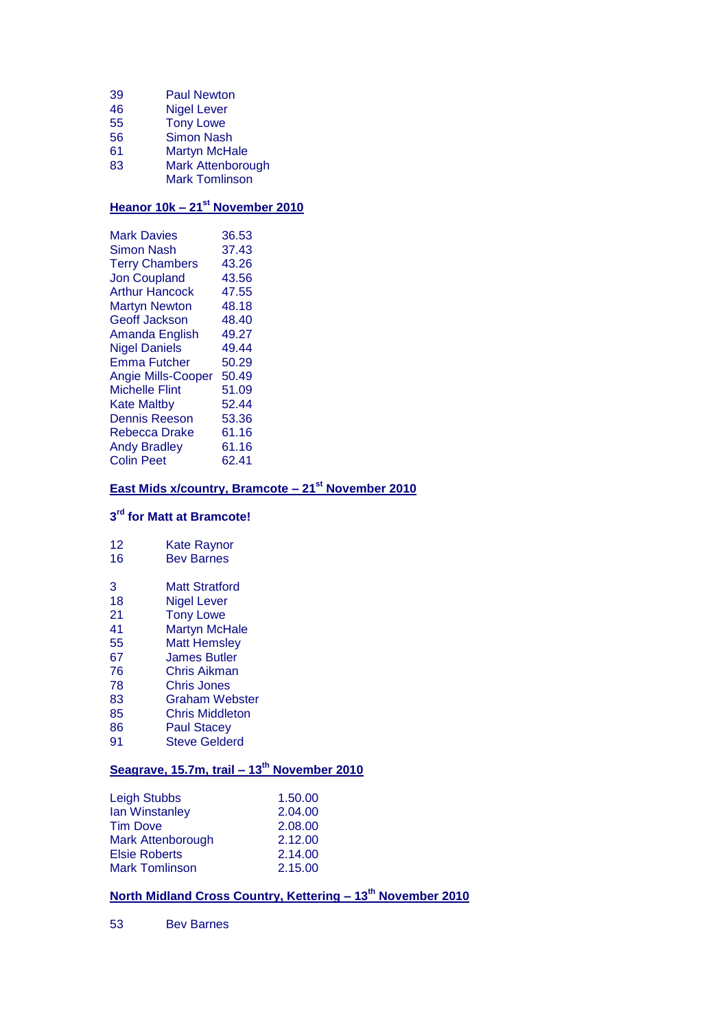| | |
|---|---|
| 39 | Paul Newton |
| 46 | Nigel Lever |
| 55 | Tony Lowe |
| 56 | Simon Nash |
| 61 | Martyn McHale |
| 83 | Mark Attenborough |
| | Mark Tomlinson |

**Heanor 10k – 21st November 2010**

| | |
|---|---|
| Mark Davies | 36.53 |
| Simon Nash | 37.43 |
| Terry Chambers | 43.26 |
| Jon Coupland | 43.56 |
| Arthur Hancock | 47.55 |
| Martyn Newton | 48.18 |
| Geoff Jackson | 48.40 |
| Amanda English | 49.27 |
| Nigel Daniels | 49.44 |
| Emma Futcher | 50.29 |
| Angie Mills-Cooper | 50.49 |
| Michelle Flint | 51.09 |
| Kate Maltby | 52.44 |
| Dennis Reeson | 53.36 |
| Rebecca Drake | 61.16 |
| Andy Bradley | 61.16 |
| Colin Peet | 62.41 |

**East Mids x/country, Bramcote – 21st November 2010**

**3rd for Matt at Bramcote!**

| | |
|---|---|
| 12 | Kate Raynor |
| 16 | Bev Barnes |

| | |
|---|---|
| 3 | Matt Stratford |
| 18 | Nigel Lever |
| 21 | Tony Lowe |
| 41 | Martyn McHale |
| 55 | Matt Hemsley |
| 67 | James Butler |
| 76 | Chris Aikman |
| 78 | Chris Jones |
| 83 | Graham Webster |
| 85 | Chris Middleton |
| 86 | Paul Stacey |
| 91 | Steve Gelderd |

**Seagrave, 15.7m, trail – 13th November 2010**

| | |
|---|---|
| Leigh Stubbs | 1.50.00 |
| Ian Winstanley | 2.04.00 |
| Tim Dove | 2.08.00 |
| Mark Attenborough | 2.12.00 |
| Elsie Roberts | 2.14.00 |
| Mark Tomlinson | 2.15.00 |

**North Midland Cross Country, Kettering – 13th November 2010**

| | |
|---|---|
| 53 | Bev Barnes |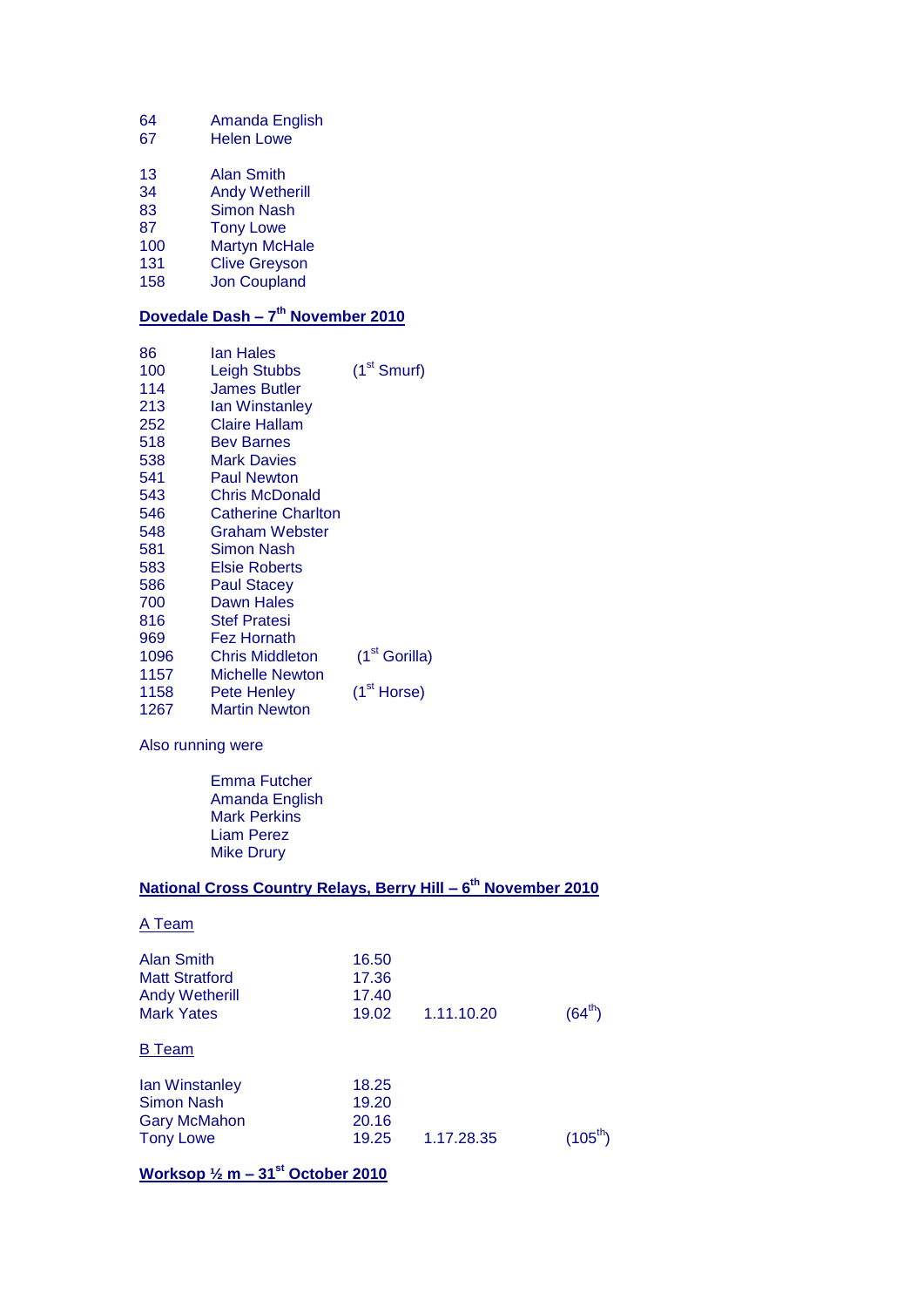| | |
|---|---|
| 64 | Amanda English |
| 67 | Helen Lowe |

| | |
|---|---|
| 13 | Alan Smith |
| 34 | Andy Wetherill |
| 83 | Simon Nash |
| 87 | Tony Lowe |
| 100 | Martyn McHale |
| 131 | Clive Greyson |
| 158 | Jon Coupland |

**Dovedale Dash – 7th November 2010**

| | | |
|---|---|---|
| 86 | Ian Hales | |
| 100 | Leigh Stubbs | (1st Smurf) |
| 114 | James Butler | |
| 213 | Ian Winstanley | |
| 252 | Claire Hallam | |
| 518 | Bev Barnes | |
| 538 | Mark Davies | |
| 541 | Paul Newton | |
| 543 | Chris McDonald | |
| 546 | Catherine Charlton | |
| 548 | Graham Webster | |
| 581 | Simon Nash | |
| 583 | Elsie Roberts | |
| 586 | Paul Stacey | |
| 700 | Dawn Hales | |
| 816 | Stef Pratesi | |
| 969 | Fez Hornath | |
| 1096 | Chris Middleton | (1st Gorilla) |
| 1157 | Michelle Newton | |
| 1158 | Pete Henley | (1st Horse) |
| 1267 | Martin Newton | |

Also running were

Emma Futcher
Amanda English
Mark Perkins
Liam Perez
Mike Drury

**National Cross Country Relays, Berry Hill – 6th November 2010**

A Team

| | | | |
|---|---|---|---|
| Alan Smith | 16.50 | | |
| Matt Stratford | 17.36 | | |
| Andy Wetherill | 17.40 | | |
| Mark Yates | 19.02 | 1.11.10.20 | (64th) |

B Team

| | | | |
|---|---|---|---|
| Ian Winstanley | 18.25 | | |
| Simon Nash | 19.20 | | |
| Gary McMahon | 20.16 | | |
| Tony Lowe | 19.25 | 1.17.28.35 | (105th) |

**Worksop ½ m – 31st October 2010**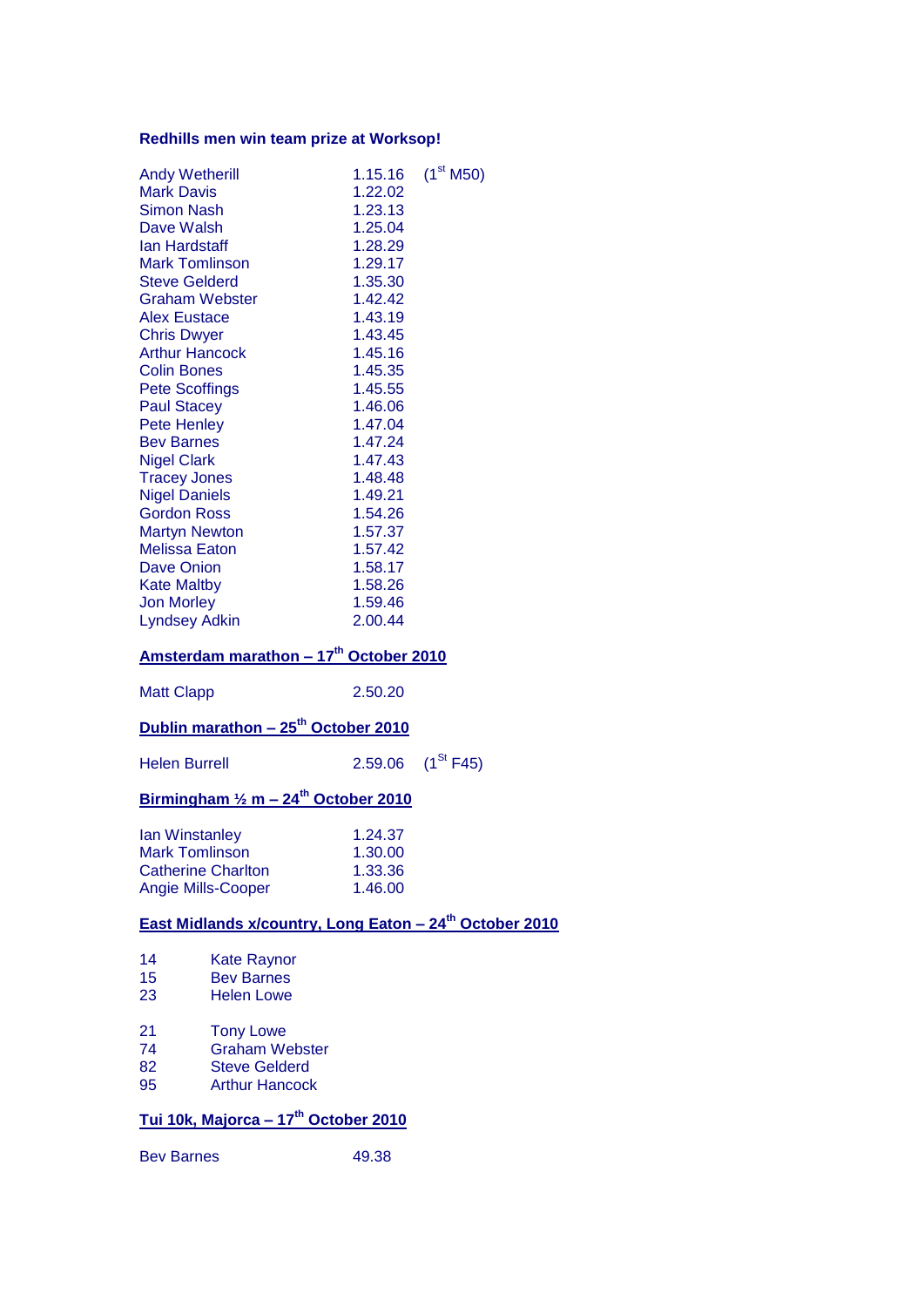**Redhills men win team prize at Worksop!**

| | | |
|---|---|---|
| Andy Wetherill | 1.15.16 | (1st M50) |
| Mark Davis | 1.22.02 | |
| Simon Nash | 1.23.13 | |
| Dave Walsh | 1.25.04 | |
| Ian Hardstaff | 1.28.29 | |
| Mark Tomlinson | 1.29.17 | |
| Steve Gelderd | 1.35.30 | |
| Graham Webster | 1.42.42 | |
| Alex Eustace | 1.43.19 | |
| Chris Dwyer | 1.43.45 | |
| Arthur Hancock | 1.45.16 | |
| Colin Bones | 1.45.35 | |
| Pete Scoffings | 1.45.55 | |
| Paul Stacey | 1.46.06 | |
| Pete Henley | 1.47.04 | |
| Bev Barnes | 1.47.24 | |
| Nigel Clark | 1.47.43 | |
| Tracey Jones | 1.48.48 | |
| Nigel Daniels | 1.49.21 | |
| Gordon Ross | 1.54.26 | |
| Martyn Newton | 1.57.37 | |
| Melissa Eaton | 1.57.42 | |
| Dave Onion | 1.58.17 | |
| Kate Maltby | 1.58.26 | |
| Jon Morley | 1.59.46 | |
| Lyndsey Adkin | 2.00.44 | |

**Amsterdam marathon – 17th October 2010**

| | |
|---|---|
| Matt Clapp | 2.50.20 |

**Dublin marathon – 25th October 2010**

| | | |
|---|---|---|
| Helen Burrell | 2.59.06 | (1St F45) |

**Birmingham ½ m – 24th October 2010**

| | |
|---|---|
| Ian Winstanley | 1.24.37 |
| Mark Tomlinson | 1.30.00 |
| Catherine Charlton | 1.33.36 |
| Angie Mills-Cooper | 1.46.00 |

**East Midlands x/country, Long Eaton – 24th October 2010**

| | |
|---|---|
| 14 | Kate Raynor |
| 15 | Bev Barnes |
| 23 | Helen Lowe |

| | |
|---|---|
| 21 | Tony Lowe |
| 74 | Graham Webster |
| 82 | Steve Gelderd |
| 95 | Arthur Hancock |

**Tui 10k, Majorca – 17th October 2010**

| | |
|---|---|
| Bev Barnes | 49.38 |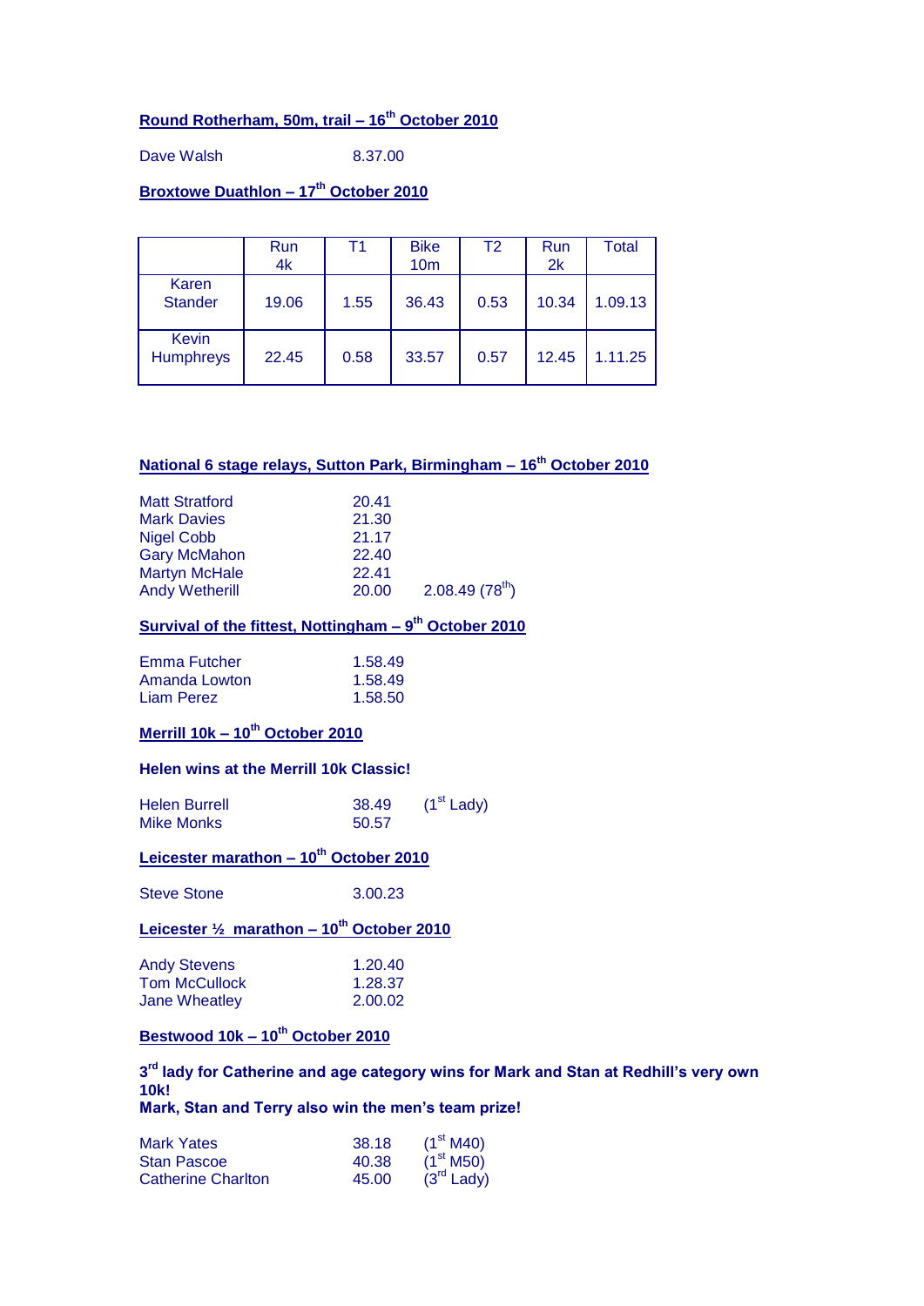**Round Rotherham, 50m, trail – 16th October 2010**

Dave Walsh 8.37.00

**Broxtowe Duathlon – 17th October 2010**

| | Run 4k | T1 | Bike 10m | T2 | Run 2k | Total |
|---|---|---|---|---|---|---|
| Karen Stander | 19.06 | 1.55 | 36.43 | 0.53 | 10.34 | 1.09.13 |
| Kevin Humphreys | 22.45 | 0.58 | 33.57 | 0.57 | 12.45 | 1.11.25 |

**National 6 stage relays, Sutton Park, Birmingham – 16th October 2010**

Matt Stratford 20.41
Mark Davies 21.30
Nigel Cobb 21.17
Gary McMahon 22.40
Martyn McHale 22.41
Andy Wetherill 20.00 2.08.49 (78th)

**Survival of the fittest, Nottingham – 9th October 2010**

Emma Futcher 1.58.49
Amanda Lowton 1.58.49
Liam Perez 1.58.50

**Merrill 10k – 10th October 2010**

**Helen wins at the Merrill 10k Classic!**

Helen Burrell 38.49 (1st Lady)
Mike Monks 50.57

**Leicester marathon – 10th October 2010**

Steve Stone 3.00.23

**Leicester ½ marathon – 10th October 2010**

Andy Stevens 1.20.40
Tom McCullock 1.28.37
Jane Wheatley 2.00.02

**Bestwood 10k – 10th October 2010**

**3rd lady for Catherine and age category wins for Mark and Stan at Redhill's very own 10k!**
**Mark, Stan and Terry also win the men's team prize!**

Mark Yates 38.18 (1st M40)
Stan Pascoe 40.38 (1st M50)
Catherine Charlton 45.00 (3rd Lady)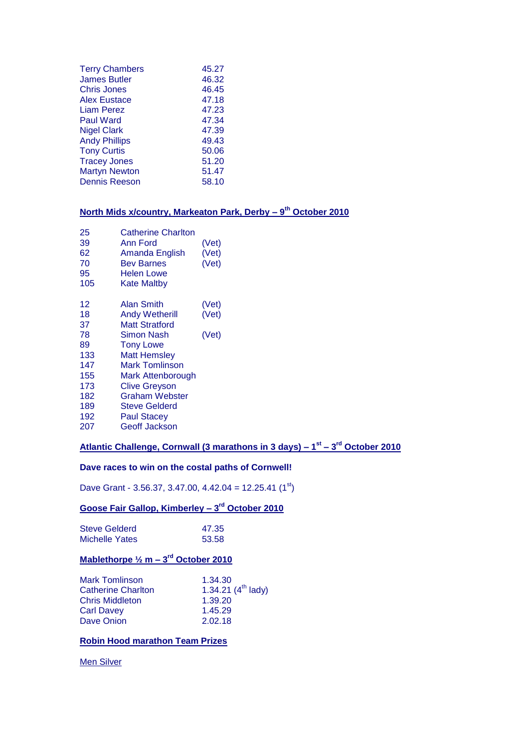| | |
|---|---|
| Terry Chambers | 45.27 |
| James Butler | 46.32 |
| Chris Jones | 46.45 |
| Alex Eustace | 47.18 |
| Liam Perez | 47.23 |
| Paul Ward | 47.34 |
| Nigel Clark | 47.39 |
| Andy Phillips | 49.43 |
| Tony Curtis | 50.06 |
| Tracey Jones | 51.20 |
| Martyn Newton | 51.47 |
| Dennis Reeson | 58.10 |

**North Mids x/country, Markeaton Park, Derby – 9th October 2010**

| | | |
|---|---|---|
| 25 | Catherine Charlton | |
| 39 | Ann Ford | (Vet) |
| 62 | Amanda English | (Vet) |
| 70 | Bev Barnes | (Vet) |
| 95 | Helen Lowe | |
| 105 | Kate Maltby | |

| | | |
|---|---|---|
| 12 | Alan Smith | (Vet) |
| 18 | Andy Wetherill | (Vet) |
| 37 | Matt Stratford | |
| 78 | Simon Nash | (Vet) |
| 89 | Tony Lowe | |
| 133 | Matt Hemsley | |
| 147 | Mark Tomlinson | |
| 155 | Mark Attenborough | |
| 173 | Clive Greyson | |
| 182 | Graham Webster | |
| 189 | Steve Gelderd | |
| 192 | Paul Stacey | |
| 207 | Geoff Jackson | |

**Atlantic Challenge, Cornwall (3 marathons in 3 days) – 1st – 3rd October 2010**

**Dave races to win on the costal paths of Cornwell!**

Dave Grant - 3.56.37, 3.47.00, 4.42.04 = 12.25.41 (1st)

**Goose Fair Gallop, Kimberley – 3rd October 2010**

| | |
|---|---|
| Steve Gelderd | 47.35 |
| Michelle Yates | 53.58 |

**Mablethorpe ½ m – 3rd October 2010**

| | |
|---|---|
| Mark Tomlinson | 1.34.30 |
| Catherine Charlton | 1.34.21 (4th lady) |
| Chris Middleton | 1.39.20 |
| Carl Davey | 1.45.29 |
| Dave Onion | 2.02.18 |

**Robin Hood marathon Team Prizes**

Men Silver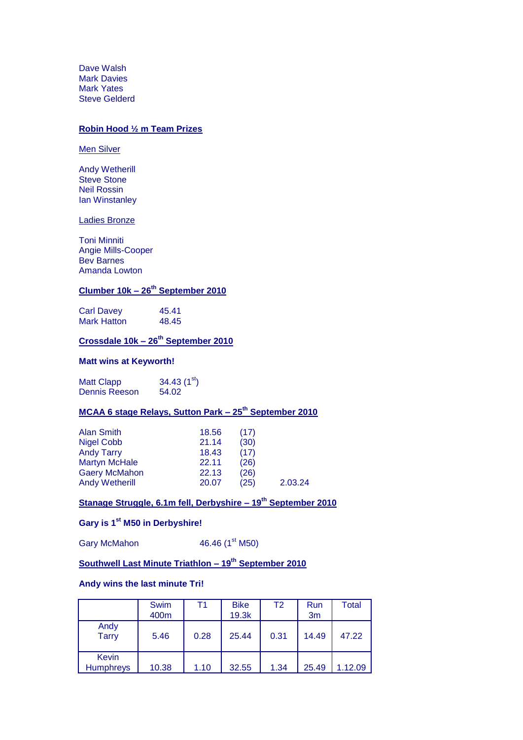Dave Walsh
Mark Davies
Mark Yates
Steve Gelderd

**Robin Hood ½ m Team Prizes**

Men Silver

Andy Wetherill
Steve Stone
Neil Rossin
Ian Winstanley

Ladies Bronze

Toni Minniti
Angie Mills-Cooper
Bev Barnes
Amanda Lowton

**Clumber 10k – 26th September 2010**

| | |
|---|---|
| Carl Davey | 45.41 |
| Mark Hatton | 48.45 |

**Crossdale 10k – 26th September 2010**

**Matt wins at Keyworth!**

| | |
|---|---|
| Matt Clapp | 34.43 (1st) |
| Dennis Reeson | 54.02 |

**MCAA 6 stage Relays, Sutton Park – 25th September 2010**

| | | | |
|---|---|---|---|
| Alan Smith | 18.56 | (17) | |
| Nigel Cobb | 21.14 | (30) | |
| Andy Tarry | 18.43 | (17) | |
| Martyn McHale | 22.11 | (26) | |
| Gaery McMahon | 22.13 | (26) | |
| Andy Wetherill | 20.07 | (25) | 2.03.24 |

**Stanage Struggle, 6.1m fell, Derbyshire – 19th September 2010**

**Gary is 1st M50 in Derbyshire!**

Gary McMahon 46.46 (1st M50)

**Southwell Last Minute Triathlon – 19th September 2010**

**Andy wins the last minute Tri!**

| | Swim 400m | T1 | Bike 19.3k | T2 | Run 3m | Total |
|---|---|---|---|---|---|---|
| Andy Tarry | 5.46 | 0.28 | 25.44 | 0.31 | 14.49 | 47.22 |
| Kevin Humphreys | 10.38 | 1.10 | 32.55 | 1.34 | 25.49 | 1.12.09 |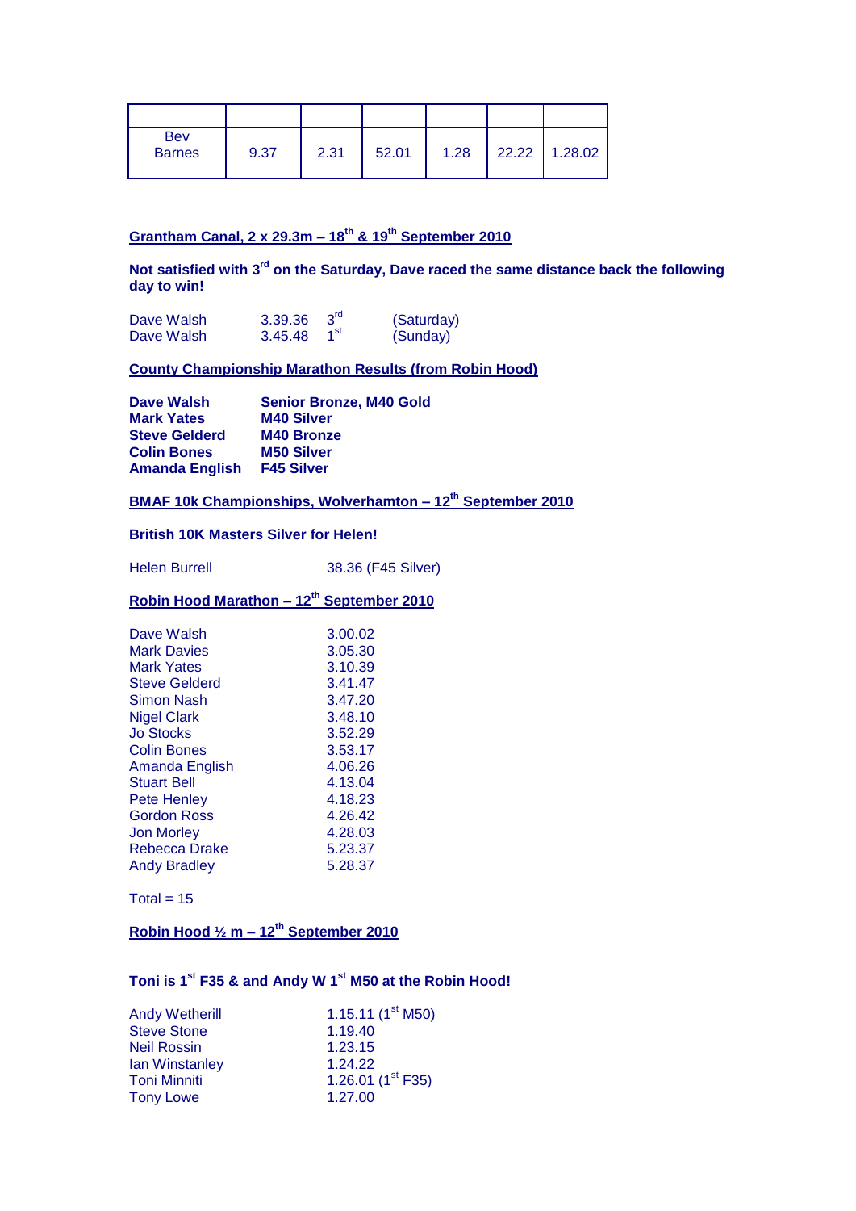|  |  |  |  |  |  |  |
|---|---|---|---|---|---|---|
| Bev Barnes | 9.37 | 2.31 | 52.01 | 1.28 | 22.22 | 1.28.02 |

**Grantham Canal, 2 x 29.3m – 18th & 19th September 2010**

**Not satisfied with 3rd on the Saturday, Dave raced the same distance back the following day to win!**

| | | | |
|---|---|---|---|
| Dave Walsh | 3.39.36 | 3rd | (Saturday) |
| Dave Walsh | 3.45.48 | 1st | (Sunday) |

**County Championship Marathon Results (from Robin Hood)**

| | |
|---|---|
| **Dave Walsh** | **Senior Bronze, M40 Gold** |
| **Mark Yates** | **M40 Silver** |
| **Steve Gelderd** | **M40 Bronze** |
| **Colin Bones** | **M50 Silver** |
| **Amanda English** | **F45 Silver** |

**BMAF 10k Championships, Wolverhamton – 12th September 2010**

**British 10K Masters Silver for Helen!**

Helen Burrell 38.36 (F45 Silver)

**Robin Hood Marathon – 12th September 2010**

| | |
|---|---|
| Dave Walsh | 3.00.02 |
| Mark Davies | 3.05.30 |
| Mark Yates | 3.10.39 |
| Steve Gelderd | 3.41.47 |
| Simon Nash | 3.47.20 |
| Nigel Clark | 3.48.10 |
| Jo Stocks | 3.52.29 |
| Colin Bones | 3.53.17 |
| Amanda English | 4.06.26 |
| Stuart Bell | 4.13.04 |
| Pete Henley | 4.18.23 |
| Gordon Ross | 4.26.42 |
| Jon Morley | 4.28.03 |
| Rebecca Drake | 5.23.37 |
| Andy Bradley | 5.28.37 |

Total = 15

**Robin Hood ½ m – 12th September 2010**

**Toni is 1st F35 & and Andy W 1st M50 at the Robin Hood!**

| | |
|---|---|
| Andy Wetherill | 1.15.11 (1st M50) |
| Steve Stone | 1.19.40 |
| Neil Rossin | 1.23.15 |
| Ian Winstanley | 1.24.22 |
| Toni Minniti | 1.26.01 (1st F35) |
| Tony Lowe | 1.27.00 |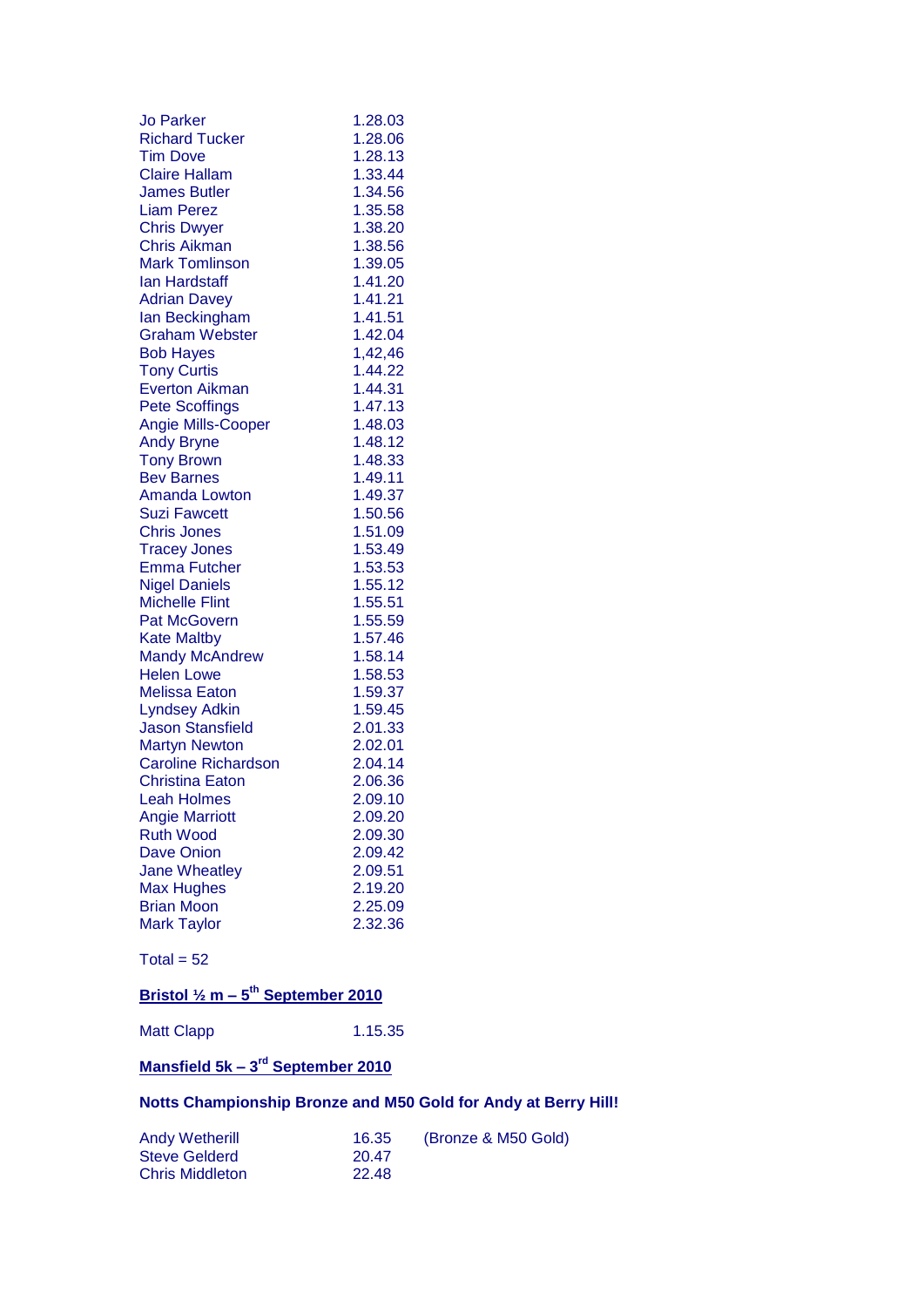| | |
|---|---|
| Jo Parker | 1.28.03 |
| Richard Tucker | 1.28.06 |
| Tim Dove | 1.28.13 |
| Claire Hallam | 1.33.44 |
| James Butler | 1.34.56 |
| Liam Perez | 1.35.58 |
| Chris Dwyer | 1.38.20 |
| Chris Aikman | 1.38.56 |
| Mark Tomlinson | 1.39.05 |
| Ian Hardstaff | 1.41.20 |
| Adrian Davey | 1.41.21 |
| Ian Beckingham | 1.41.51 |
| Graham Webster | 1.42.04 |
| Bob Hayes | 1,42,46 |
| Tony Curtis | 1.44.22 |
| Everton Aikman | 1.44.31 |
| Pete Scoffings | 1.47.13 |
| Angie Mills-Cooper | 1.48.03 |
| Andy Bryne | 1.48.12 |
| Tony Brown | 1.48.33 |
| Bev Barnes | 1.49.11 |
| Amanda Lowton | 1.49.37 |
| Suzi Fawcett | 1.50.56 |
| Chris Jones | 1.51.09 |
| Tracey Jones | 1.53.49 |
| Emma Futcher | 1.53.53 |
| Nigel Daniels | 1.55.12 |
| Michelle Flint | 1.55.51 |
| Pat McGovern | 1.55.59 |
| Kate Maltby | 1.57.46 |
| Mandy McAndrew | 1.58.14 |
| Helen Lowe | 1.58.53 |
| Melissa Eaton | 1.59.37 |
| Lyndsey Adkin | 1.59.45 |
| Jason Stansfield | 2.01.33 |
| Martyn Newton | 2.02.01 |
| Caroline Richardson | 2.04.14 |
| Christina Eaton | 2.06.36 |
| Leah Holmes | 2.09.10 |
| Angie Marriott | 2.09.20 |
| Ruth Wood | 2.09.30 |
| Dave Onion | 2.09.42 |
| Jane Wheatley | 2.09.51 |
| Max Hughes | 2.19.20 |
| Brian Moon | 2.25.09 |
| Mark Taylor | 2.32.36 |

Total = 52

**Bristol ½ m – 5th September 2010**

| | |
|---|---|
| Matt Clapp | 1.15.35 |

**Mansfield 5k – 3rd September 2010**

**Notts Championship Bronze and M50 Gold for Andy at Berry Hill!**

| | | |
|---|---|---|
| Andy Wetherill | 16.35 | (Bronze & M50 Gold) |
| Steve Gelderd | 20.47 | |
| Chris Middleton | 22.48 | |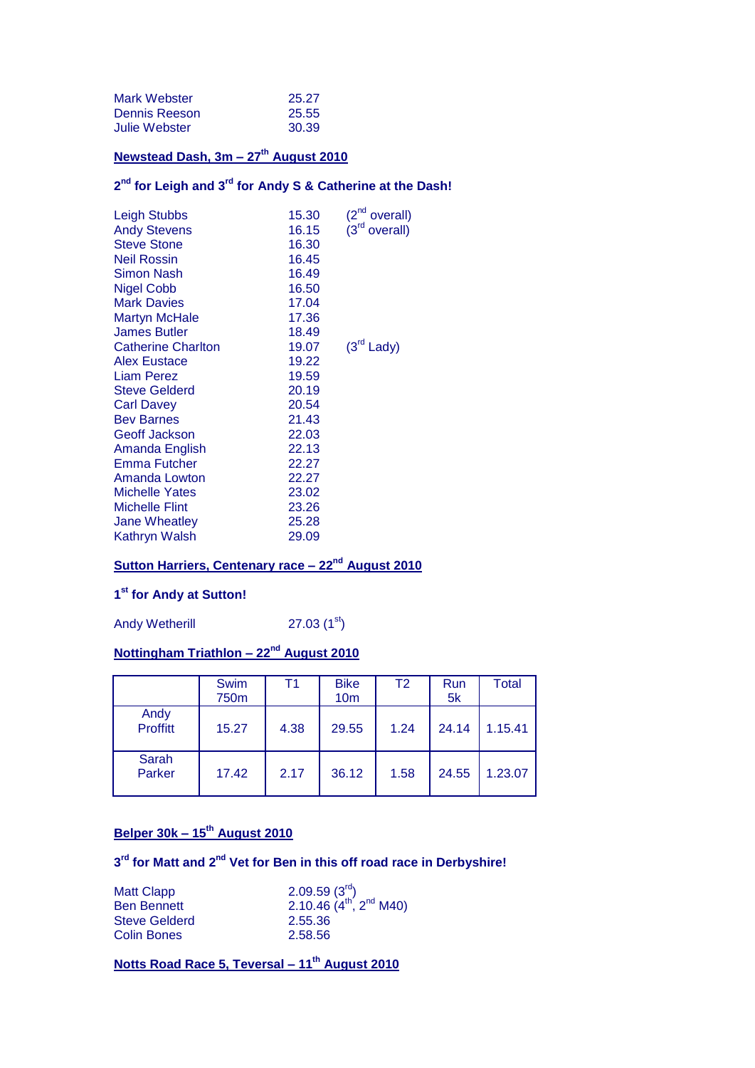Mark Webster 25.27
Dennis Reeson 25.55
Julie Webster 30.39

## Newstead Dash, 3m – 27th August 2010

### 2nd for Leigh and 3rd for Andy S & Catherine at the Dash!

| | | |
|---|---|---|
| Leigh Stubbs | 15.30 | (2nd overall) |
| Andy Stevens | 16.15 | (3rd overall) |
| Steve Stone | 16.30 | |
| Neil Rossin | 16.45 | |
| Simon Nash | 16.49 | |
| Nigel Cobb | 16.50 | |
| Mark Davies | 17.04 | |
| Martyn McHale | 17.36 | |
| James Butler | 18.49 | |
| Catherine Charlton | 19.07 | (3rd Lady) |
| Alex Eustace | 19.22 | |
| Liam Perez | 19.59 | |
| Steve Gelderd | 20.19 | |
| Carl Davey | 20.54 | |
| Bev Barnes | 21.43 | |
| Geoff Jackson | 22.03 | |
| Amanda English | 22.13 | |
| Emma Futcher | 22.27 | |
| Amanda Lowton | 22.27 | |
| Michelle Yates | 23.02 | |
| Michelle Flint | 23.26 | |
| Jane Wheatley | 25.28 | |
| Kathryn Walsh | 29.09 | |

## Sutton Harriers, Centenary race – 22nd August 2010

### 1st for Andy at Sutton!

Andy Wetherill 27.03 (1st)

## Nottingham Triathlon – 22nd August 2010

| | Swim 750m | T1 | Bike 10m | T2 | Run 5k | Total |
|---|---|---|---|---|---|---|
| Andy Proffitt | 15.27 | 4.38 | 29.55 | 1.24 | 24.14 | 1.15.41 |
| Sarah Parker | 17.42 | 2.17 | 36.12 | 1.58 | 24.55 | 1.23.07 |

## Belper 30k – 15th August 2010

### 3rd for Matt and 2nd Vet for Ben in this off road race in Derbyshire!

| | |
|---|---|
| Matt Clapp | 2.09.59 (3rd) |
| Ben Bennett | 2.10.46 (4th, 2nd M40) |
| Steve Gelderd | 2.55.36 |
| Colin Bones | 2.58.56 |

## Notts Road Race 5, Teversal – 11th August 2010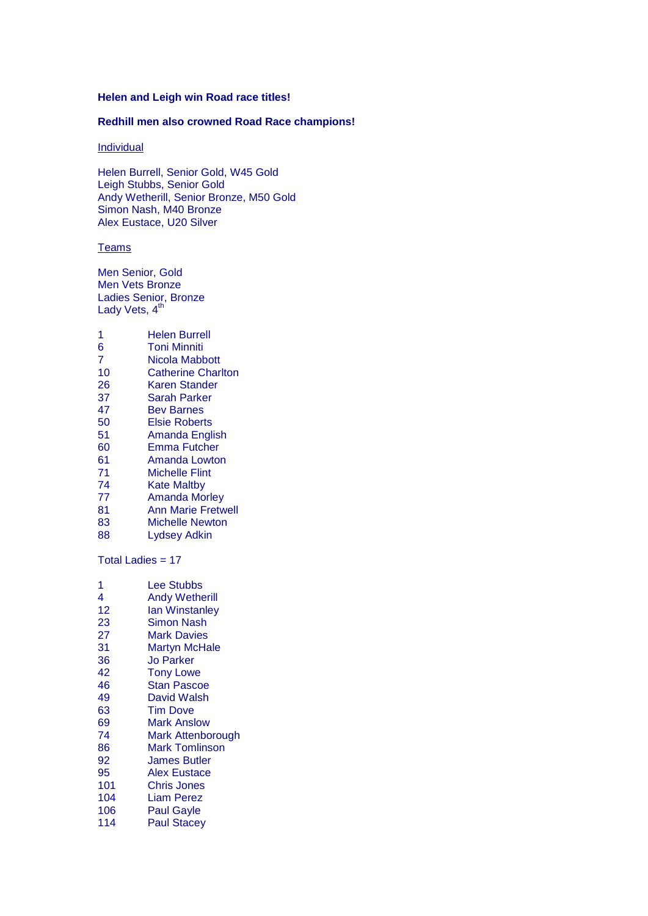**Helen and Leigh win Road race titles!**

**Redhill men also crowned Road Race champions!**

Individual

Helen Burrell, Senior Gold, W45 Gold
Leigh Stubbs, Senior Gold
Andy Wetherill, Senior Bronze, M50 Gold
Simon Nash, M40 Bronze
Alex Eustace, U20 Silver

Teams

Men Senior, Gold
Men Vets Bronze
Ladies Senior, Bronze
Lady Vets, 4th

| | |
|---|---|
| 1 | Helen Burrell |
| 6 | Toni Minniti |
| 7 | Nicola Mabbott |
| 10 | Catherine Charlton |
| 26 | Karen Stander |
| 37 | Sarah Parker |
| 47 | Bev Barnes |
| 50 | Elsie Roberts |
| 51 | Amanda English |
| 60 | Emma Futcher |
| 61 | Amanda Lowton |
| 71 | Michelle Flint |
| 74 | Kate Maltby |
| 77 | Amanda Morley |
| 81 | Ann Marie Fretwell |
| 83 | Michelle Newton |
| 88 | Lydsey Adkin |

Total Ladies = 17

| | |
|---|---|
| 1 | Lee Stubbs |
| 4 | Andy Wetherill |
| 12 | Ian Winstanley |
| 23 | Simon Nash |
| 27 | Mark Davies |
| 31 | Martyn McHale |
| 36 | Jo Parker |
| 42 | Tony Lowe |
| 46 | Stan Pascoe |
| 49 | David Walsh |
| 63 | Tim Dove |
| 69 | Mark Anslow |
| 74 | Mark Attenborough |
| 86 | Mark Tomlinson |
| 92 | James Butler |
| 95 | Alex Eustace |
| 101 | Chris Jones |
| 104 | Liam Perez |
| 106 | Paul Gayle |
| 114 | Paul Stacey |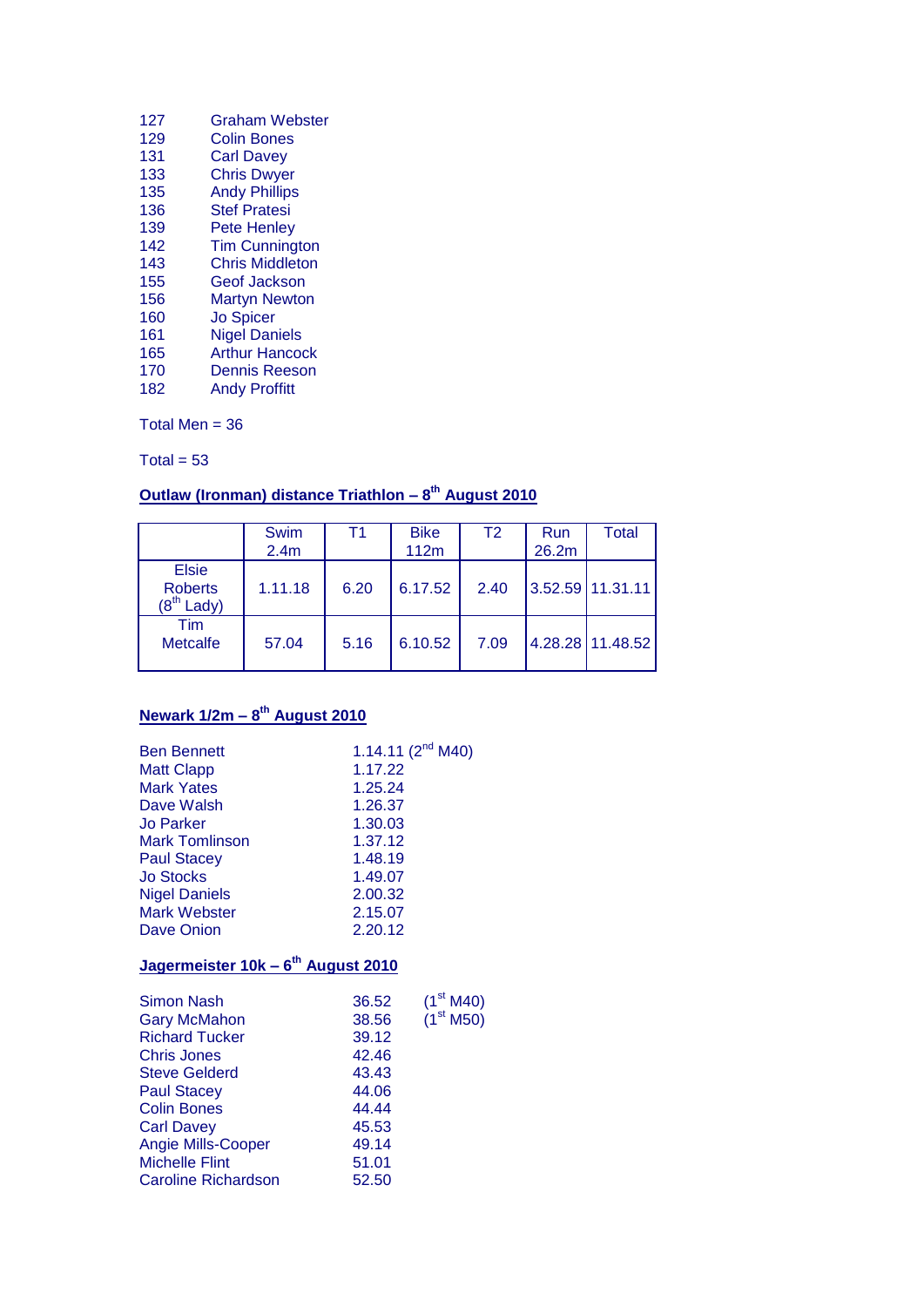| | |
|---|---|
| 127 | Graham Webster |
| 129 | Colin Bones |
| 131 | Carl Davey |
| 133 | Chris Dwyer |
| 135 | Andy Phillips |
| 136 | Stef Pratesi |
| 139 | Pete Henley |
| 142 | Tim Cunnington |
| 143 | Chris Middleton |
| 155 | Geof Jackson |
| 156 | Martyn Newton |
| 160 | Jo Spicer |
| 161 | Nigel Daniels |
| 165 | Arthur Hancock |
| 170 | Dennis Reeson |
| 182 | Andy Proffitt |

Total Men = 36

Total = 53

## Outlaw (Ironman) distance Triathlon – 8th August 2010

| | Swim 2.4m | T1 | Bike 112m | T2 | Run 26.2m | Total |
|---|---|---|---|---|---|---|
| Elsie Roberts (8th Lady) | 1.11.18 | 6.20 | 6.17.52 | 2.40 | 3.52.59 | 11.31.11 |
| Tim Metcalfe | 57.04 | 5.16 | 6.10.52 | 7.09 | 4.28.28 | 11.48.52 |

## Newark 1/2m – 8th August 2010

| | |
|---|---|
| Ben Bennett | 1.14.11 (2nd M40) |
| Matt Clapp | 1.17.22 |
| Mark Yates | 1.25.24 |
| Dave Walsh | 1.26.37 |
| Jo Parker | 1.30.03 |
| Mark Tomlinson | 1.37.12 |
| Paul Stacey | 1.48.19 |
| Jo Stocks | 1.49.07 |
| Nigel Daniels | 2.00.32 |
| Mark Webster | 2.15.07 |
| Dave Onion | 2.20.12 |

## Jagermeister 10k – 6th August 2010

| | | |
|---|---|---|
| Simon Nash | 36.52 | (1st M40) |
| Gary McMahon | 38.56 | (1st M50) |
| Richard Tucker | 39.12 | |
| Chris Jones | 42.46 | |
| Steve Gelderd | 43.43 | |
| Paul Stacey | 44.06 | |
| Colin Bones | 44.44 | |
| Carl Davey | 45.53 | |
| Angie Mills-Cooper | 49.14 | |
| Michelle Flint | 51.01 | |
| Caroline Richardson | 52.50 | |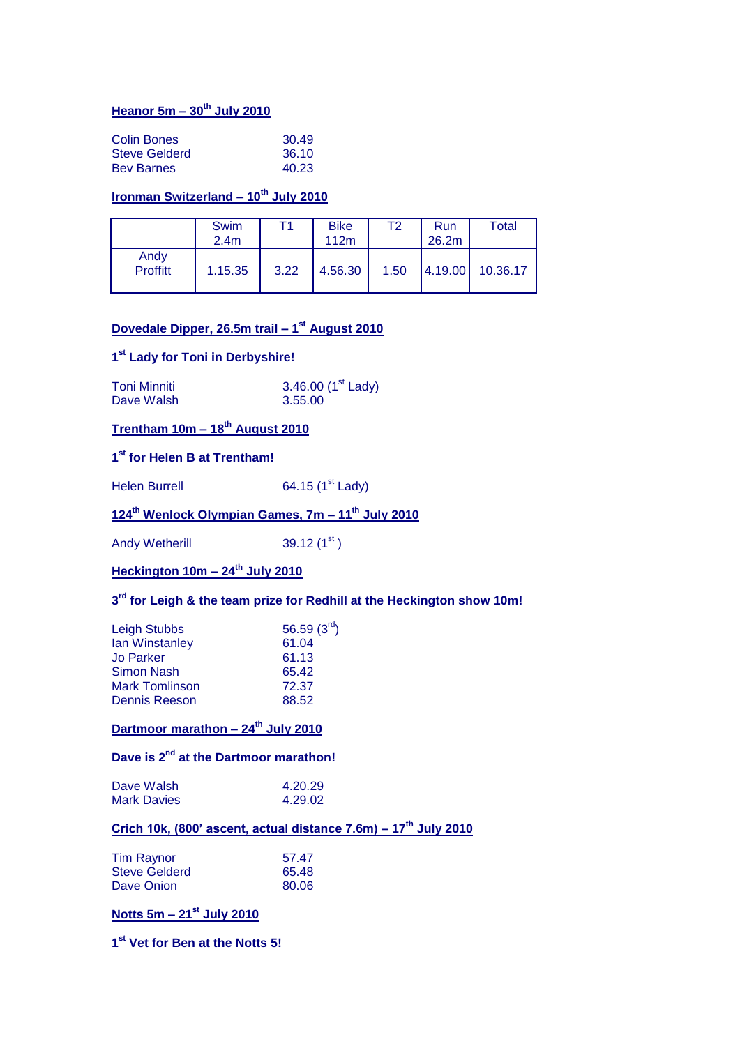## Heanor 5m – 30th July 2010

| | |
|---|---|
| Colin Bones | 30.49 |
| Steve Gelderd | 36.10 |
| Bev Barnes | 40.23 |

## Ironman Switzerland – 10th July 2010

| | Swim 2.4m | T1 | Bike 112m | T2 | Run 26.2m | Total |
|---|---|---|---|---|---|---|
| Andy Proffitt | 1.15.35 | 3.22 | 4.56.30 | 1.50 | 4.19.00 | 10.36.17 |

## Dovedale Dipper, 26.5m trail – 1st August 2010

**1st Lady for Toni in Derbyshire!**

| | |
|---|---|
| Toni Minniti | 3.46.00 (1st Lady) |
| Dave Walsh | 3.55.00 |

## Trentham 10m – 18th August 2010

**1st for Helen B at Trentham!**

| | |
|---|---|
| Helen Burrell | 64.15 (1st Lady) |

## 124th Wenlock Olympian Games, 7m – 11th July 2010

| | |
|---|---|
| Andy Wetherill | 39.12 (1st ) |

## Heckington 10m – 24th July 2010

**3rd for Leigh & the team prize for Redhill at the Heckington show 10m!**

| | |
|---|---|
| Leigh Stubbs | 56.59 (3rd) |
| Ian Winstanley | 61.04 |
| Jo Parker | 61.13 |
| Simon Nash | 65.42 |
| Mark Tomlinson | 72.37 |
| Dennis Reeson | 88.52 |

## Dartmoor marathon – 24th July 2010

**Dave is 2nd at the Dartmoor marathon!**

| | |
|---|---|
| Dave Walsh | 4.20.29 |
| Mark Davies | 4.29.02 |

## Crich 10k, (800' ascent, actual distance 7.6m) – 17th July 2010

| | |
|---|---|
| Tim Raynor | 57.47 |
| Steve Gelderd | 65.48 |
| Dave Onion | 80.06 |

## Notts 5m – 21st July 2010

**1st Vet for Ben at the Notts 5!**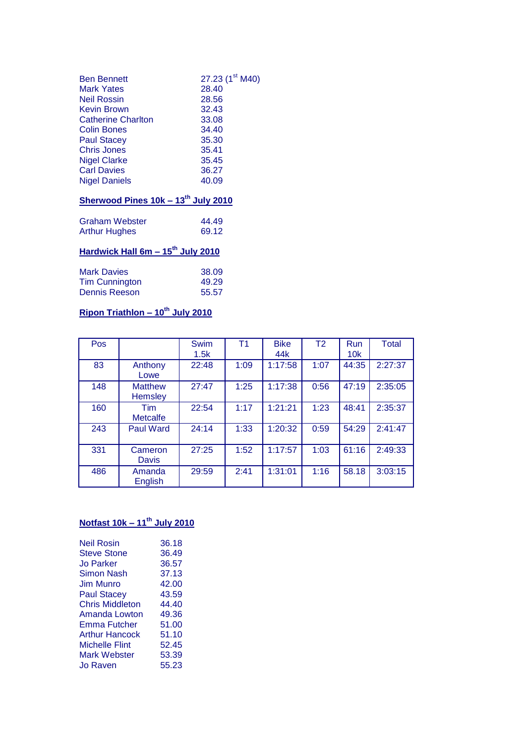| | |
|---|---|
| Ben Bennett | 27.23 (1st M40) |
| Mark Yates | 28.40 |
| Neil Rossin | 28.56 |
| Kevin Brown | 32.43 |
| Catherine Charlton | 33.08 |
| Colin Bones | 34.40 |
| Paul Stacey | 35.30 |
| Chris Jones | 35.41 |
| Nigel Clarke | 35.45 |
| Carl Davies | 36.27 |
| Nigel Daniels | 40.09 |

## Sherwood Pines 10k – 13th July 2010

| | |
|---|---|
| Graham Webster | 44.49 |
| Arthur Hughes | 69.12 |

## Hardwick Hall 6m – 15th July 2010

| | |
|---|---|
| Mark Davies | 38.09 |
| Tim Cunnington | 49.29 |
| Dennis Reeson | 55.57 |

## Ripon Triathlon – 10th July 2010

| Pos | | Swim 1.5k | T1 | Bike 44k | T2 | Run 10k | Total |
|---|---|---|---|---|---|---|---|
| 83 | Anthony Lowe | 22:48 | 1:09 | 1:17:58 | 1:07 | 44:35 | 2:27:37 |
| 148 | Matthew Hemsley | 27:47 | 1:25 | 1:17:38 | 0:56 | 47:19 | 2:35:05 |
| 160 | Tim Metcalfe | 22:54 | 1:17 | 1:21:21 | 1:23 | 48:41 | 2:35:37 |
| 243 | Paul Ward | 24:14 | 1:33 | 1:20:32 | 0:59 | 54:29 | 2:41:47 |
| 331 | Cameron Davis | 27:25 | 1:52 | 1:17:57 | 1:03 | 61:16 | 2:49:33 |
| 486 | Amanda English | 29:59 | 2:41 | 1:31:01 | 1:16 | 58.18 | 3:03:15 |

## Notfast 10k – 11th July 2010

| | |
|---|---|
| Neil Rosin | 36.18 |
| Steve Stone | 36.49 |
| Jo Parker | 36.57 |
| Simon Nash | 37.13 |
| Jim Munro | 42.00 |
| Paul Stacey | 43.59 |
| Chris Middleton | 44.40 |
| Amanda Lowton | 49.36 |
| Emma Futcher | 51.00 |
| Arthur Hancock | 51.10 |
| Michelle Flint | 52.45 |
| Mark Webster | 53.39 |
| Jo Raven | 55.23 |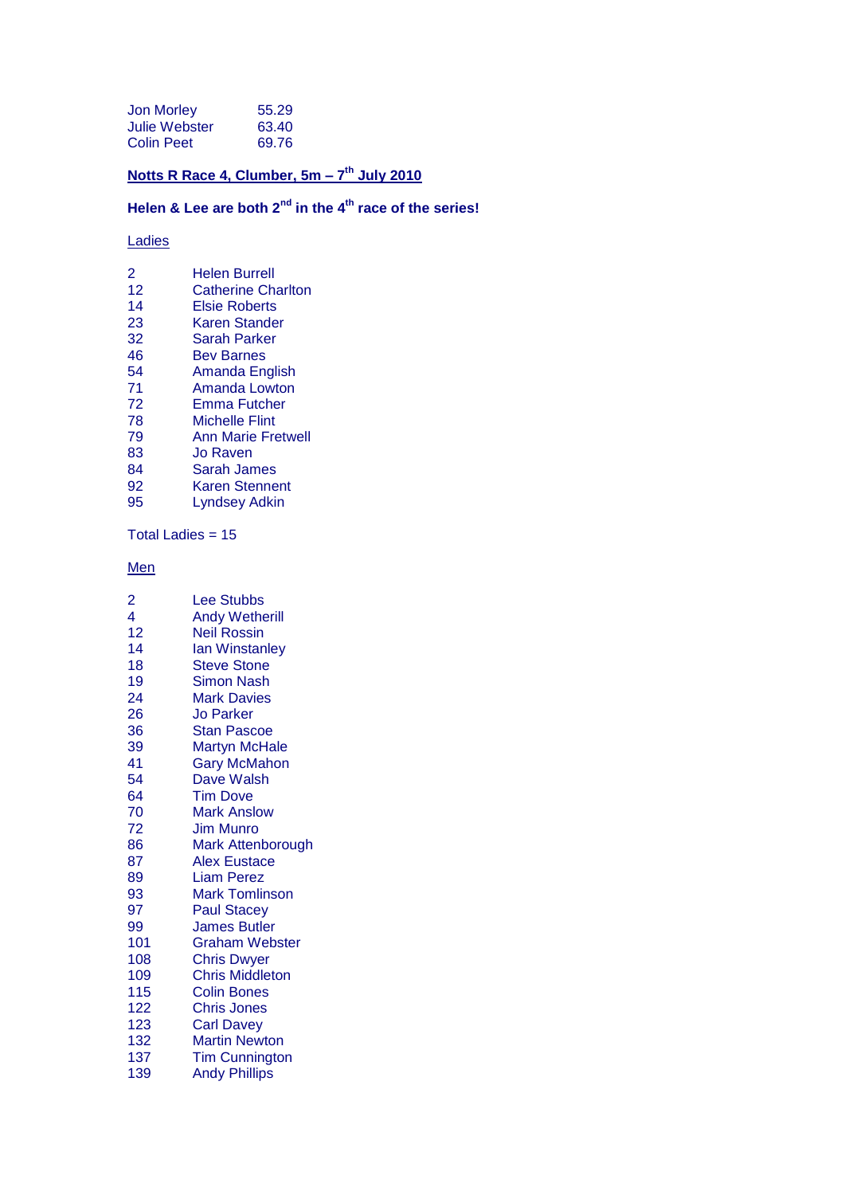| | |
|---|---|
| Jon Morley | 55.29 |
| Julie Webster | 63.40 |
| Colin Peet | 69.76 |

**Notts R Race 4, Clumber, 5m – 7th July 2010**

**Helen & Lee are both 2nd in the 4th race of the series!**

Ladies

| | |
|---|---|
| 2 | Helen Burrell |
| 12 | Catherine Charlton |
| 14 | Elsie Roberts |
| 23 | Karen Stander |
| 32 | Sarah Parker |
| 46 | Bev Barnes |
| 54 | Amanda English |
| 71 | Amanda Lowton |
| 72 | Emma Futcher |
| 78 | Michelle Flint |
| 79 | Ann Marie Fretwell |
| 83 | Jo Raven |
| 84 | Sarah James |
| 92 | Karen Stennent |
| 95 | Lyndsey Adkin |

Total Ladies = 15

Men

| | |
|---|---|
| 2 | Lee Stubbs |
| 4 | Andy Wetherill |
| 12 | Neil Rossin |
| 14 | Ian Winstanley |
| 18 | Steve Stone |
| 19 | Simon Nash |
| 24 | Mark Davies |
| 26 | Jo Parker |
| 36 | Stan Pascoe |
| 39 | Martyn McHale |
| 41 | Gary McMahon |
| 54 | Dave Walsh |
| 64 | Tim Dove |
| 70 | Mark Anslow |
| 72 | Jim Munro |
| 86 | Mark Attenborough |
| 87 | Alex Eustace |
| 89 | Liam Perez |
| 93 | Mark Tomlinson |
| 97 | Paul Stacey |
| 99 | James Butler |
| 101 | Graham Webster |
| 108 | Chris Dwyer |
| 109 | Chris Middleton |
| 115 | Colin Bones |
| 122 | Chris Jones |
| 123 | Carl Davey |
| 132 | Martin Newton |
| 137 | Tim Cunnington |
| 139 | Andy Phillips |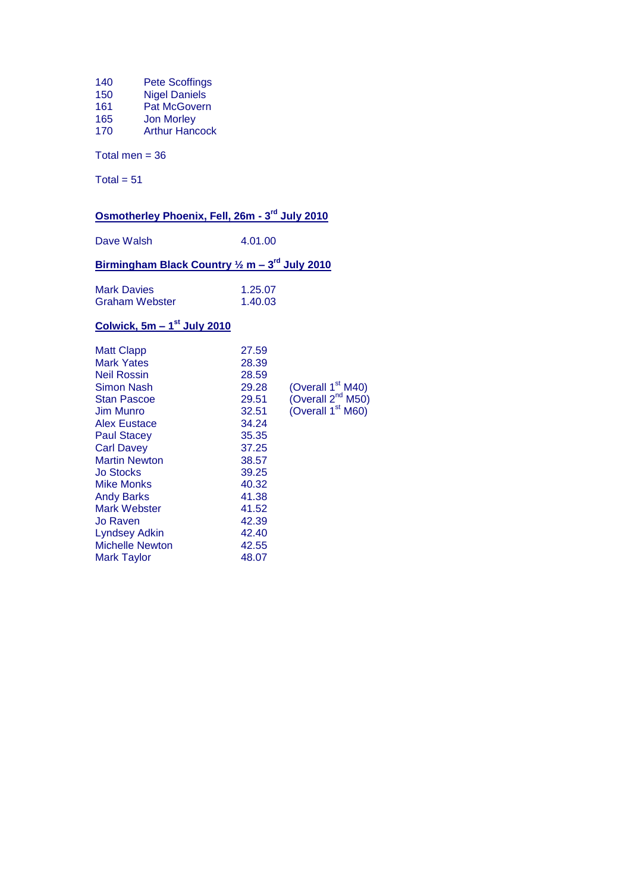| | |
|---|---|
| 140 | Pete Scoffings |
| 150 | Nigel Daniels |
| 161 | Pat McGovern |
| 165 | Jon Morley |
| 170 | Arthur Hancock |

Total men = 36

Total = 51

**Osmotherley Phoenix, Fell, 26m - 3rd July 2010**

| | |
|---|---|
| Dave Walsh | 4.01.00 |

**Birmingham Black Country ½ m – 3rd July 2010**

| | |
|---|---|
| Mark Davies | 1.25.07 |
| Graham Webster | 1.40.03 |

**Colwick, 5m – 1st July 2010**

| | | |
|---|---|---|
| Matt Clapp | 27.59 | |
| Mark Yates | 28.39 | |
| Neil Rossin | 28.59 | |
| Simon Nash | 29.28 | (Overall 1st M40) |
| Stan Pascoe | 29.51 | (Overall 2nd M50) |
| Jim Munro | 32.51 | (Overall 1st M60) |
| Alex Eustace | 34.24 | |
| Paul Stacey | 35.35 | |
| Carl Davey | 37.25 | |
| Martin Newton | 38.57 | |
| Jo Stocks | 39.25 | |
| Mike Monks | 40.32 | |
| Andy Barks | 41.38 | |
| Mark Webster | 41.52 | |
| Jo Raven | 42.39 | |
| Lyndsey Adkin | 42.40 | |
| Michelle Newton | 42.55 | |
| Mark Taylor | 48.07 | |